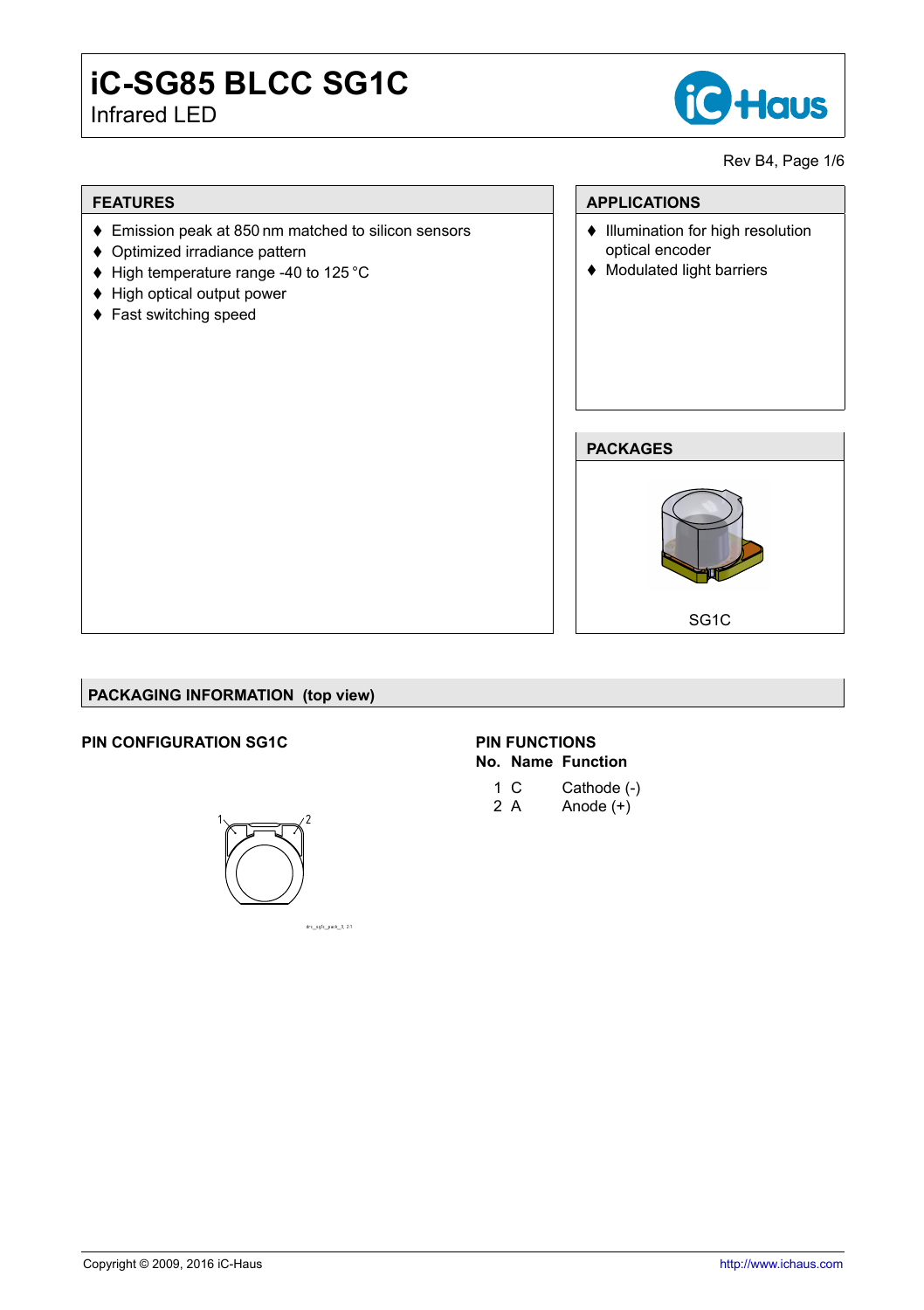# iC-SG85 BLCC SG1C

Infrared LED

## FEATURES

- ♦ Emission peak at 850 nm matched to silicon sensors
- ♦ Optimized irradiance pattern
- ♦ High temperature range -40 to 125 °C
- ♦ High optical output power
- ♦ Fast switching speed

## APPLICATIONS

- ♦ Illumination for high resolution optical encoder
- ♦ Modulated light barriers

## PACKAGES

SG1C

## PACKAGING INFORMATION (top view)

### PIN CONFIGURATION SG1C

### PIN FUNCTIONS

| No. | Name | Function |
|---|---|---|
| 1 | C | Cathode (-) |
| 2 | A | Anode (+) |

Copyright © 2009, 2016 iC-Haus

http://www.ichaus.com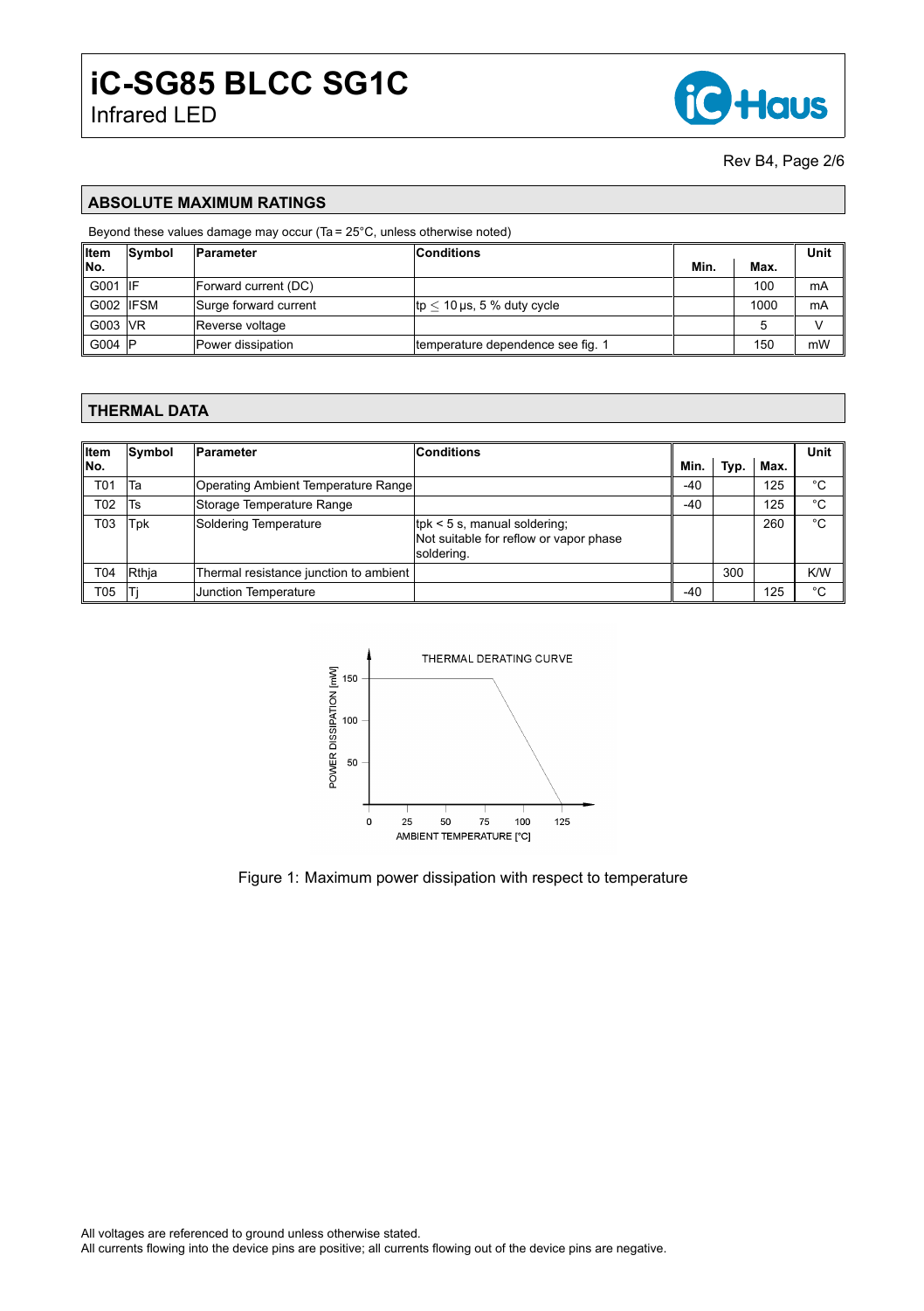## ABSOLUTE MAXIMUM RATINGS

Beyond these values damage may occur (Ta = 25°C, unless otherwise noted)

| Item No. | Symbol | Parameter | Conditions | Min. | Max. | Unit |
|---|---|---|---|---|---|---|
| G001 | IF | Forward current (DC) | | | 100 | mA |
| G002 | IFSM | Surge forward current | tp ≤ 10 µs, 5 % duty cycle | | 1000 | mA |
| G003 | VR | Reverse voltage | | | 5 | V |
| G004 | P | Power dissipation | temperature dependence see fig. 1 | | 150 | mW |

## THERMAL DATA

| Item No. | Symbol | Parameter | Conditions | Min. | Typ. | Max. | Unit |
|---|---|---|---|---|---|---|---|
| T01 | Ta | Operating Ambient Temperature Range | | -40 | | 125 | °C |
| T02 | Ts | Storage Temperature Range | | -40 | | 125 | °C |
| T03 | Tpk | Soldering Temperature | tpk < 5 s, manual soldering; Not suitable for reflow or vapor phase soldering. | | | 260 | °C |
| T04 | Rthja | Thermal resistance junction to ambient | | | 300 | | K/W |
| T05 | Tj | Junction Temperature | | -40 | | 125 | °C |

Figure 1: Maximum power dissipation with respect to temperature

All voltages are referenced to ground unless otherwise stated.
All currents flowing into the device pins are positive; all currents flowing out of the device pins are negative.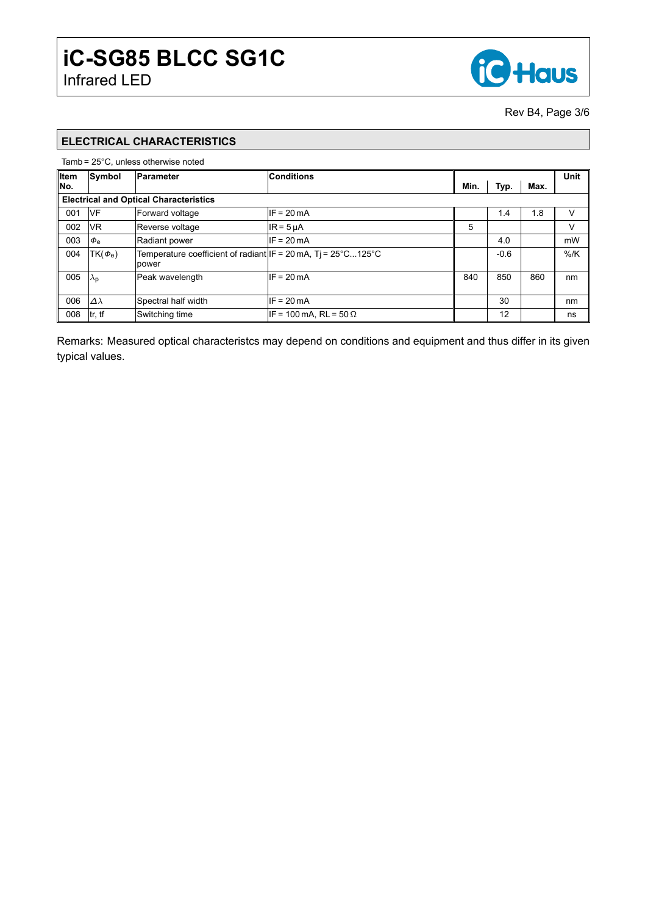## ELECTRICAL CHARACTERISTICS

Tamb = 25°C, unless otherwise noted

| Item No. | Symbol | Parameter | Conditions | Min. | Typ. | Max. | Unit |
|---|---|---|---|---|---|---|---|
| **Electrical and Optical Characteristics** | | | | | | | |
| 001 | VF | Forward voltage | IF = 20 mA | | 1.4 | 1.8 | V |
| 002 | VR | Reverse voltage | IR = 5 µA | 5 | | | V |
| 003 | $\Phi_e$ | Radiant power | IF = 20 mA | | 4.0 | | mW |
| 004 | TK($\Phi_e$) | Temperature coefficient of radiant power | IF = 20 mA, Tj = 25°C...125°C | | -0.6 | | %/K |
| 005 | $\lambda_p$ | Peak wavelength | IF = 20 mA | 840 | 850 | 860 | nm |
| 006 | $\Delta\lambda$ | Spectral half width | IF = 20 mA | | 30 | | nm |
| 008 | tr, tf | Switching time | IF = 100 mA, RL = 50 Ω | | 12 | | ns |

Remarks: Measured optical characteristcs may depend on conditions and equipment and thus differ in its given typical values.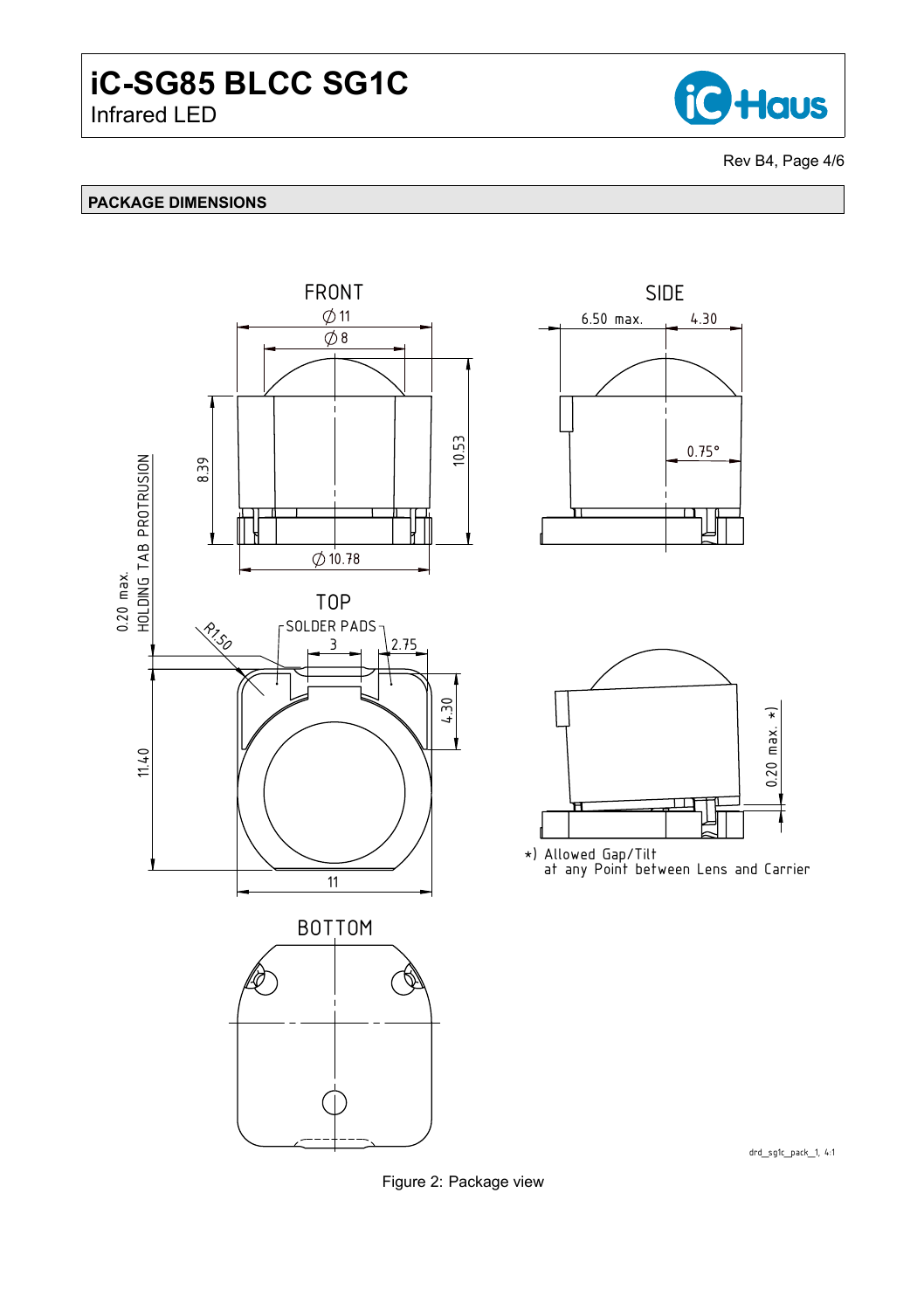## PACKAGE DIMENSIONS

Figure 2: Package view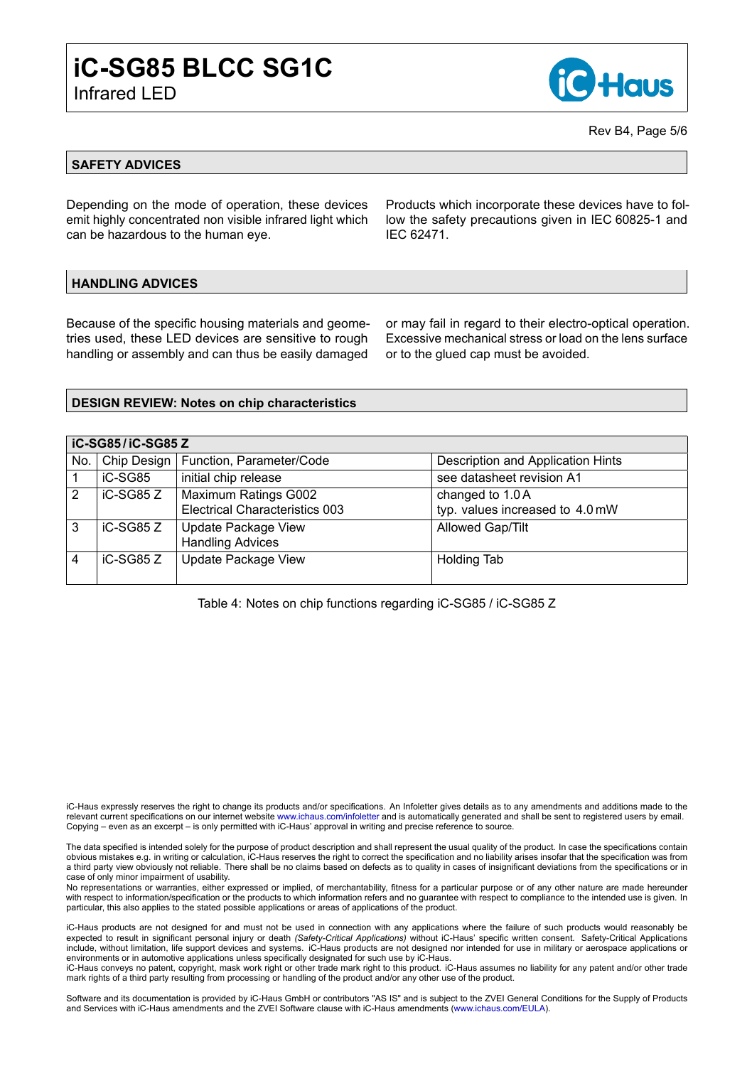## SAFETY ADVICES

Depending on the mode of operation, these devices emit highly concentrated non visible infrared light which can be hazardous to the human eye.

Products which incorporate these devices have to follow the safety precautions given in IEC 60825-1 and IEC 62471.

## HANDLING ADVICES

Because of the specific housing materials and geometries used, these LED devices are sensitive to rough handling or assembly and can thus be easily damaged or may fail in regard to their electro-optical operation. Excessive mechanical stress or load on the lens surface or to the glued cap must be avoided.

## DESIGN REVIEW: Notes on chip characteristics

| iC-SG85 / iC-SG85 Z | | | |
|---|---|---|---|
| No. | Chip Design | Function, Parameter/Code | Description and Application Hints |
| 1 | iC-SG85 | initial chip release | see datasheet revision A1 |
| 2 | iC-SG85 Z | Maximum Ratings G002<br>Electrical Characteristics 003 | changed to 1.0 A<br>typ. values increased to 4.0 mW |
| 3 | iC-SG85 Z | Update Package View<br>Handling Advices | Allowed Gap/Tilt |
| 4 | iC-SG85 Z | Update Package View | Holding Tab |

Table 4: Notes on chip functions regarding iC-SG85 / iC-SG85 Z

iC-Haus expressly reserves the right to change its products and/or specifications. An Infoletter gives details as to any amendments and additions made to the relevant current specifications on our internet website www.ichaus.com/infoletter and is automatically generated and shall be sent to registered users by email. Copying – even as an excerpt – is only permitted with iC-Haus' approval in writing and precise reference to source.

The data specified is intended solely for the purpose of product description and shall represent the usual quality of the product. In case the specifications contain obvious mistakes e.g. in writing or calculation, iC-Haus reserves the right to correct the specification and no liability arises insofar that the specification was from a third party view obviously not reliable. There shall be no claims based on defects as to quality in cases of insignificant deviations from the specifications or in case of only minor impairment of usability.
No representations or warranties, either expressed or implied, of merchantability, fitness for a particular purpose or of any other nature are made hereunder with respect to information/specification or the products to which information refers and no guarantee with respect to compliance to the intended use is given. In particular, this also applies to the stated possible applications or areas of applications of the product.

iC-Haus products are not designed for and must not be used in connection with any applications where the failure of such products would reasonably be expected to result in significant personal injury or death *(Safety-Critical Applications)* without iC-Haus' specific written consent. Safety-Critical Applications include, without limitation, life support devices and systems. iC-Haus products are not designed nor intended for use in military or aerospace applications or environments or in automotive applications unless specifically designated for such use by iC-Haus.
iC-Haus conveys no patent, copyright, mask work right or other trade mark right to this product. iC-Haus assumes no liability for any patent and/or other trade mark rights of a third party resulting from processing or handling of the product and/or any other use of the product.

Software and its documentation is provided by iC-Haus GmbH or contributors "AS IS" and is subject to the ZVEI General Conditions for the Supply of Products and Services with iC-Haus amendments and the ZVEI Software clause with iC-Haus amendments (www.ichaus.com/EULA).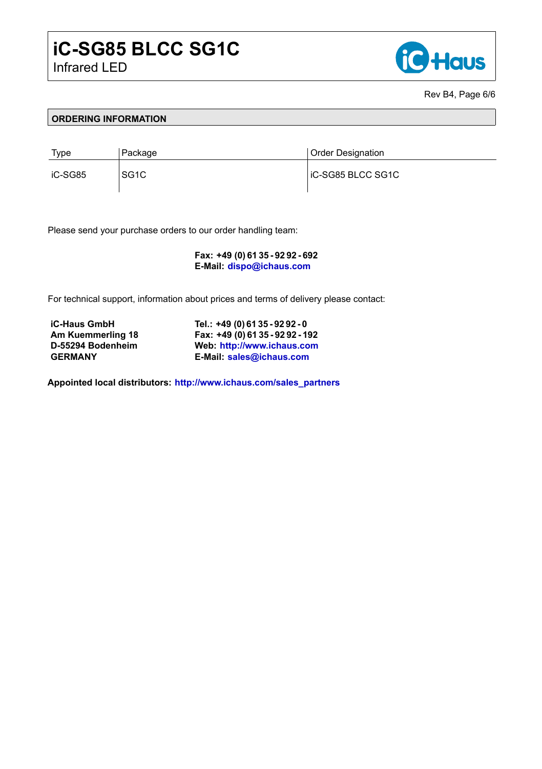## ORDERING INFORMATION

| Type | Package | Order Designation |
| --- | --- | --- |
| iC-SG85 | SG1C | iC-SG85 BLCC SG1C |

Please send your purchase orders to our order handling team:

**Fax: +49 (0) 61 35 - 92 92 - 692**
**E-Mail: dispo@ichaus.com**

For technical support, information about prices and terms of delivery please contact:

**iC-Haus GmbH**
**Am Kuemmerling 18**
**D-55294 Bodenheim**
**GERMANY**

**Tel.: +49 (0) 61 35 - 92 92 - 0**
**Fax: +49 (0) 61 35 - 92 92 - 192**
**Web: http://www.ichaus.com**
**E-Mail: sales@ichaus.com**

**Appointed local distributors: http://www.ichaus.com/sales_partners**